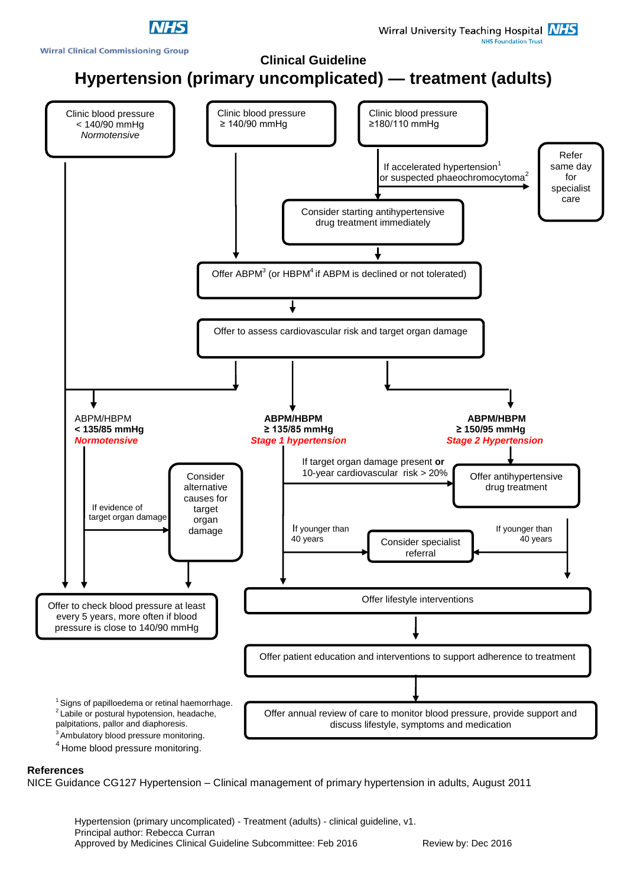Wirral Clinical Commissioning Group

Wirral University Teaching Hospital NHS Foundation Trust

## Clinical Guideline

# Hypertension (primary uncomplicated) — treatment (adults)

Clinic blood pressure < 140/90 mmHg *Normotensive*

Clinic blood pressure ≥ 140/90 mmHg

Clinic blood pressure ≥180/110 mmHg

If accelerated hypertension[1] or suspected phaeochromocytoma[2]

Refer same day for specialist care

Consider starting antihypertensive drug treatment immediately

Offer ABPM[3] (or HBPM[4] if ABPM is declined or not tolerated)

Offer to assess cardiovascular risk and target organ damage

ABPM/HBPM
**< 135/85 mmHg**
***Normotensive***

ABPM/HBPM
**≥ 135/85 mmHg**
***Stage 1 hypertension***

ABPM/HBPM
**≥ 150/95 mmHg**
***Stage 2 Hypertension***

If evidence of target organ damage

Consider alternative causes for target organ damage

If target organ damage present **or** 10-year cardiovascular risk > 20%

Offer antihypertensive drug treatment

If younger than 40 years

Consider specialist referral

If younger than 40 years

Offer to check blood pressure at least every 5 years, more often if blood pressure is close to 140/90 mmHg

Offer lifestyle interventions

Offer patient education and interventions to support adherence to treatment

Offer annual review of care to monitor blood pressure, provide support and discuss lifestyle, symptoms and medication

[1] Signs of papilloedema or retinal haemorrhage.
[2] Labile or postural hypotension, headache, palpitations, pallor and diaphoresis.
[3] Ambulatory blood pressure monitoring.
[4] Home blood pressure monitoring.

**References**

NICE Guidance CG127 Hypertension – Clinical management of primary hypertension in adults, August 2011

Hypertension (primary uncomplicated) - Treatment (adults) - clinical guideline, v1.
Principal author: Rebecca Curran
Approved by Medicines Clinical Guideline Subcommittee: Feb 2016 Review by: Dec 2016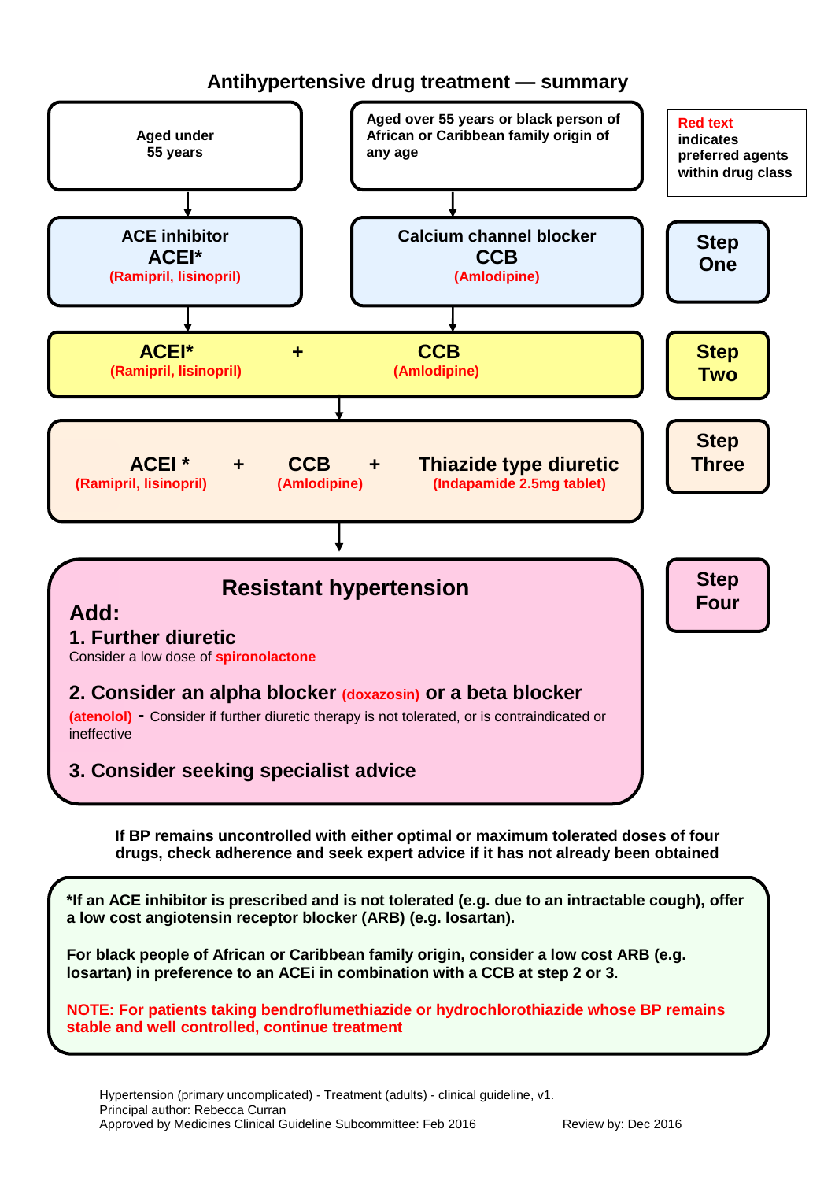## Antihypertensive drug treatment — summary

Red text indicates preferred agents within drug class

| Aged under 55 years | Aged over 55 years or black person of African or Caribbean family origin of any age | |
|---|---|---|
| ACE inhibitor ACEI* (Ramipril, lisinopril) | Calcium channel blocker CCB (Amlodipine) | Step One |

**Step Two**

ACEI* (Ramipril, lisinopril) + CCB (Amlodipine)

**Step Three**

ACEI * (Ramipril, lisinopril) + CCB (Amlodipine) + Thiazide type diuretic (Indapamide 2.5mg tablet)

**Step Four**

### Resistant hypertension

**Add:**

**1. Further diuretic**
Consider a low dose of spironolactone

**2. Consider an alpha blocker (doxazosin) or a beta blocker (atenolol)** - Consider if further diuretic therapy is not tolerated, or is contraindicated or ineffective

**3. Consider seeking specialist advice**

**If BP remains uncontrolled with either optimal or maximum tolerated doses of four drugs, check adherence and seek expert advice if it has not already been obtained**

**\*If an ACE inhibitor is prescribed and is not tolerated (e.g. due to an intractable cough), offer a low cost angiotensin receptor blocker (ARB) (e.g. losartan).**

**For black people of African or Caribbean family origin, consider a low cost ARB (e.g. losartan) in preference to an ACEi in combination with a CCB at step 2 or 3.**

**NOTE: For patients taking bendroflumethiazide or hydrochlorothiazide whose BP remains stable and well controlled, continue treatment**

Hypertension (primary uncomplicated) - Treatment (adults) - clinical guideline, v1.
Principal author: Rebecca Curran
Approved by Medicines Clinical Guideline Subcommittee: Feb 2016 Review by: Dec 2016